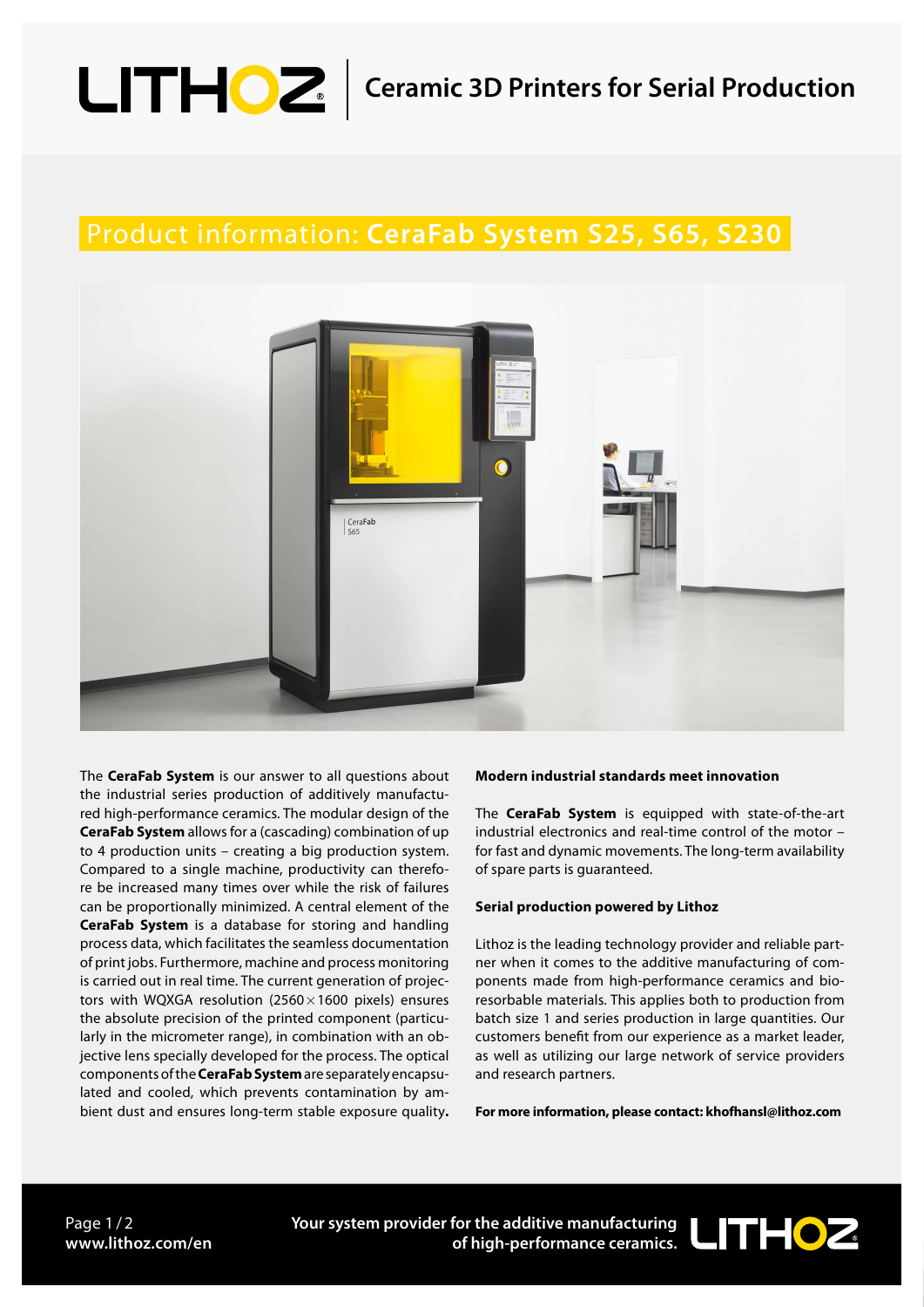# LITHOZ | Ceramic 3D Printers for Serial Production

## Product information: CeraFab System S25, S65, S230

The **CeraFab System** is our answer to all questions about the industrial series production of additively manufactured high-performance ceramics. The modular design of the **CeraFab System** allows for a (cascading) combination of up to 4 production units – creating a big production system. Compared to a single machine, productivity can therefore be increased many times over while the risk of failures can be proportionally minimized. A central element of the **CeraFab System** is a database for storing and handling process data, which facilitates the seamless documentation of print jobs. Furthermore, machine and process monitoring is carried out in real time. The current generation of projectors with WQXGA resolution (2560 × 1600 pixels) ensures the absolute precision of the printed component (particularly in the micrometer range), in combination with an objective lens specially developed for the process. The optical components of the **CeraFab System** are separately encapsulated and cooled, which prevents contamination by ambient dust and ensures long-term stable exposure quality.

### Modern industrial standards meet innovation

The **CeraFab System** is equipped with state-of-the-art industrial electronics and real-time control of the motor – for fast and dynamic movements. The long-term availability of spare parts is guaranteed.

### Serial production powered by Lithoz

Lithoz is the leading technology provider and reliable partner when it comes to the additive manufacturing of components made from high-performance ceramics and bioresorbable materials. This applies both to production from batch size 1 and series production in large quantities. Our customers benefit from our experience as a market leader, as well as utilizing our large network of service providers and research partners.

**For more information, please contact: khofhansl@lithoz.com**

www.lithoz.com/en

Your system provider for the additive manufacturing of high-performance ceramics.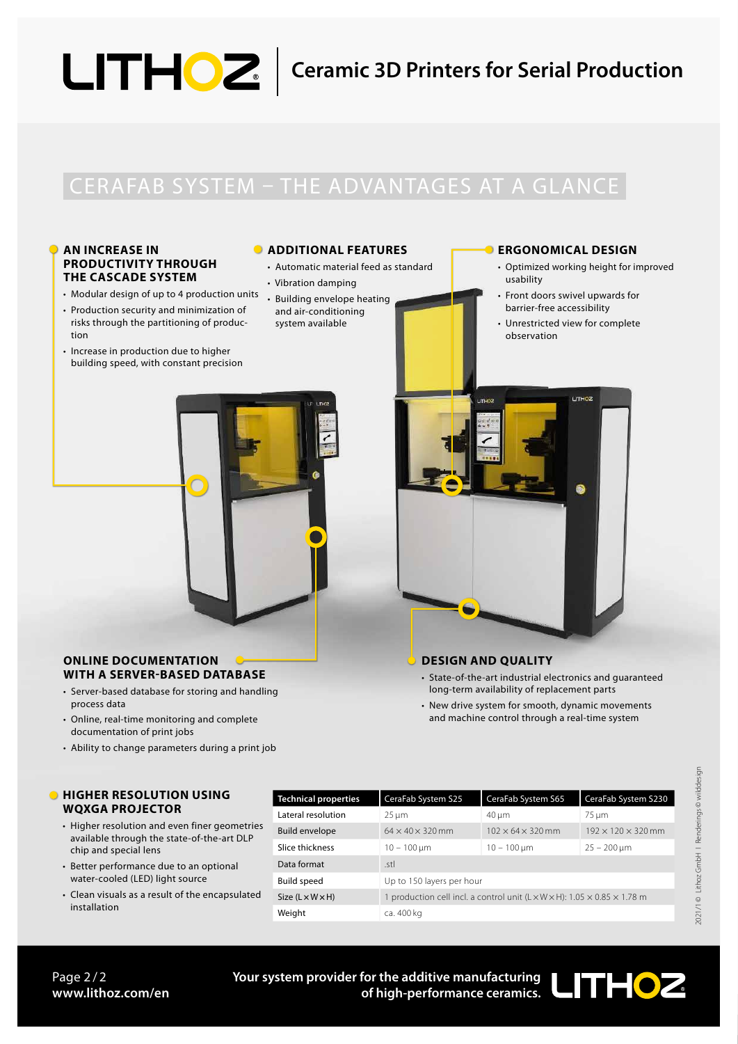# LITHOZ | Ceramic 3D Printers for Serial Production

## CERAFAB SYSTEM – THE ADVANTAGES AT A GLANCE

### AN INCREASE IN PRODUCTIVITY THROUGH THE CASCADE SYSTEM

- Modular design of up to 4 production units
- Production security and minimization of risks through the partitioning of production
- Increase in production due to higher building speed, with constant precision

### ADDITIONAL FEATURES

- Automatic material feed as standard
- Vibration damping
- Building envelope heating and air-conditioning system available

### ERGONOMICAL DESIGN

- Optimized working height for improved usability
- Front doors swivel upwards for barrier-free accessibility
- Unrestricted view for complete observation

### ONLINE DOCUMENTATION WITH A SERVER-BASED DATABASE

- Server-based database for storing and handling process data
- Online, real-time monitoring and complete documentation of print jobs
- Ability to change parameters during a print job

### DESIGN AND QUALITY

- State-of-the-art industrial electronics and guaranteed long-term availability of replacement parts
- New drive system for smooth, dynamic movements and machine control through a real-time system

### HIGHER RESOLUTION USING WQXGA PROJECTOR

- Higher resolution and even finer geometries available through the state-of-the-art DLP chip and special lens
- Better performance due to an optional water-cooled (LED) light source
- Clean visuals as a result of the encapsulated installation

| Technical properties | CeraFab System S25 | CeraFab System S65 | CeraFab System S230 |
|---|---|---|---|
| Lateral resolution | 25 µm | 40 µm | 75 µm |
| Build envelope | 64 × 40 × 320 mm | 102 × 64 × 320 mm | 192 × 120 × 320 mm |
| Slice thickness | 10 – 100 µm | 10 – 100 µm | 25 – 200 µm |
| Data format | .stl | | |
| Build speed | Up to 150 layers per hour | | |
| Size (L × W × H) | 1 production cell incl. a control unit (L × W × H): 1.05 × 0.85 × 1.78 m | | |
| Weight | ca. 400 kg | | |

2021/1 © Lithoz GmbH I Renderings © wilddesign

www.lithoz.com/en

Your system provider for the additive manufacturing of high-performance ceramics. LITHOZ